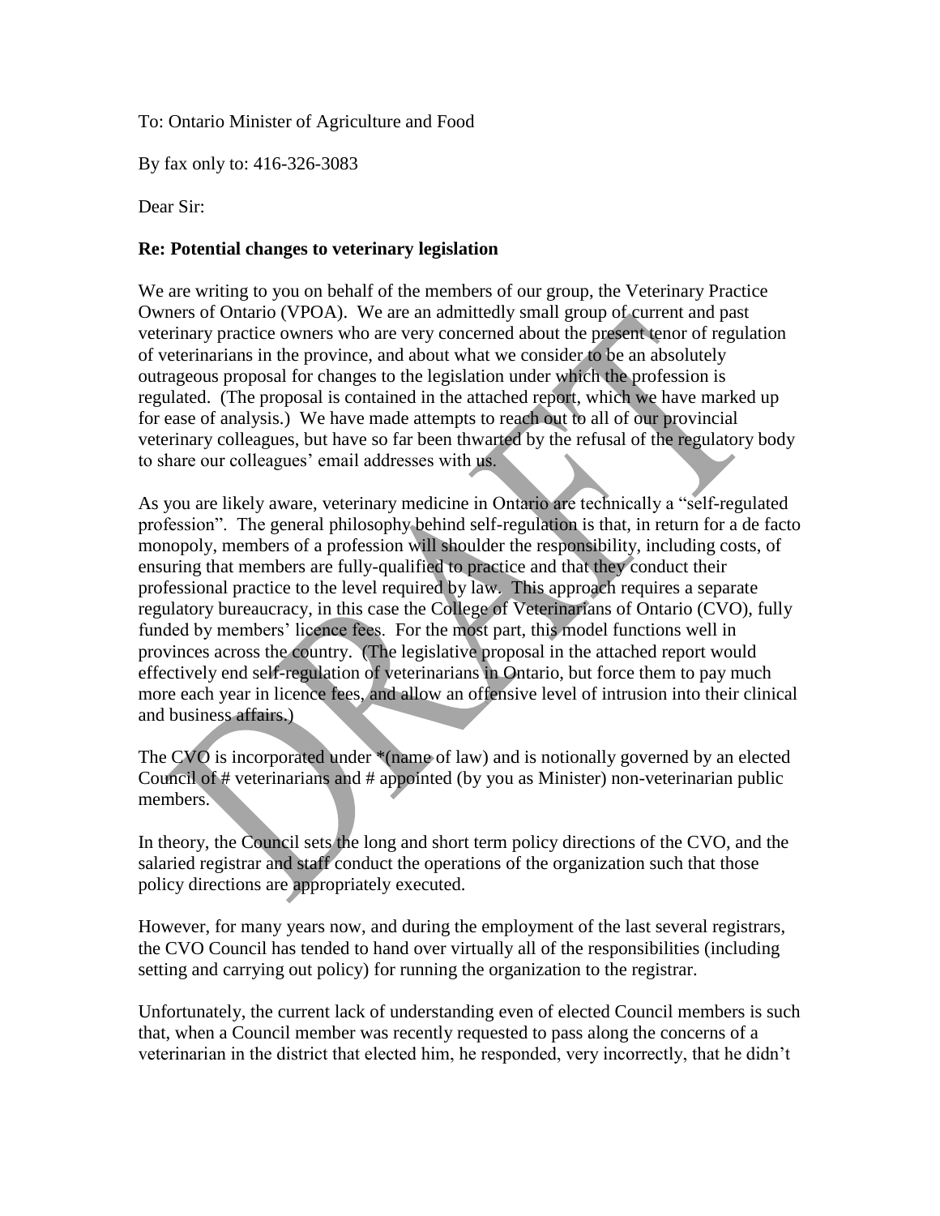To: Ontario Minister of Agriculture and Food

By fax only to: 416-326-3083

Dear Sir:

**Re: Potential changes to veterinary legislation**

We are writing to you on behalf of the members of our group, the Veterinary Practice Owners of Ontario (VPOA). We are an admittedly small group of current and past veterinary practice owners who are very concerned about the present tenor of regulation of veterinarians in the province, and about what we consider to be an absolutely outrageous proposal for changes to the legislation under which the profession is regulated. (The proposal is contained in the attached report, which we have marked up for ease of analysis.) We have made attempts to reach out to all of our provincial veterinary colleagues, but have so far been thwarted by the refusal of the regulatory body to share our colleagues' email addresses with us.

As you are likely aware, veterinary medicine in Ontario are technically a "self-regulated profession". The general philosophy behind self-regulation is that, in return for a de facto monopoly, members of a profession will shoulder the responsibility, including costs, of ensuring that members are fully-qualified to practice and that they conduct their professional practice to the level required by law. This approach requires a separate regulatory bureaucracy, in this case the College of Veterinarians of Ontario (CVO), fully funded by members' licence fees. For the most part, this model functions well in provinces across the country. (The legislative proposal in the attached report would effectively end self-regulation of veterinarians in Ontario, but force them to pay much more each year in licence fees, and allow an offensive level of intrusion into their clinical and business affairs.)

The CVO is incorporated under *(name of law) and is notionally governed by an elected Council of # veterinarians and # appointed (by you as Minister) non-veterinarian public members.

In theory, the Council sets the long and short term policy directions of the CVO, and the salaried registrar and staff conduct the operations of the organization such that those policy directions are appropriately executed.

However, for many years now, and during the employment of the last several registrars, the CVO Council has tended to hand over virtually all of the responsibilities (including setting and carrying out policy) for running the organization to the registrar.

Unfortunately, the current lack of understanding even of elected Council members is such that, when a Council member was recently requested to pass along the concerns of a veterinarian in the district that elected him, he responded, very incorrectly, that he didn't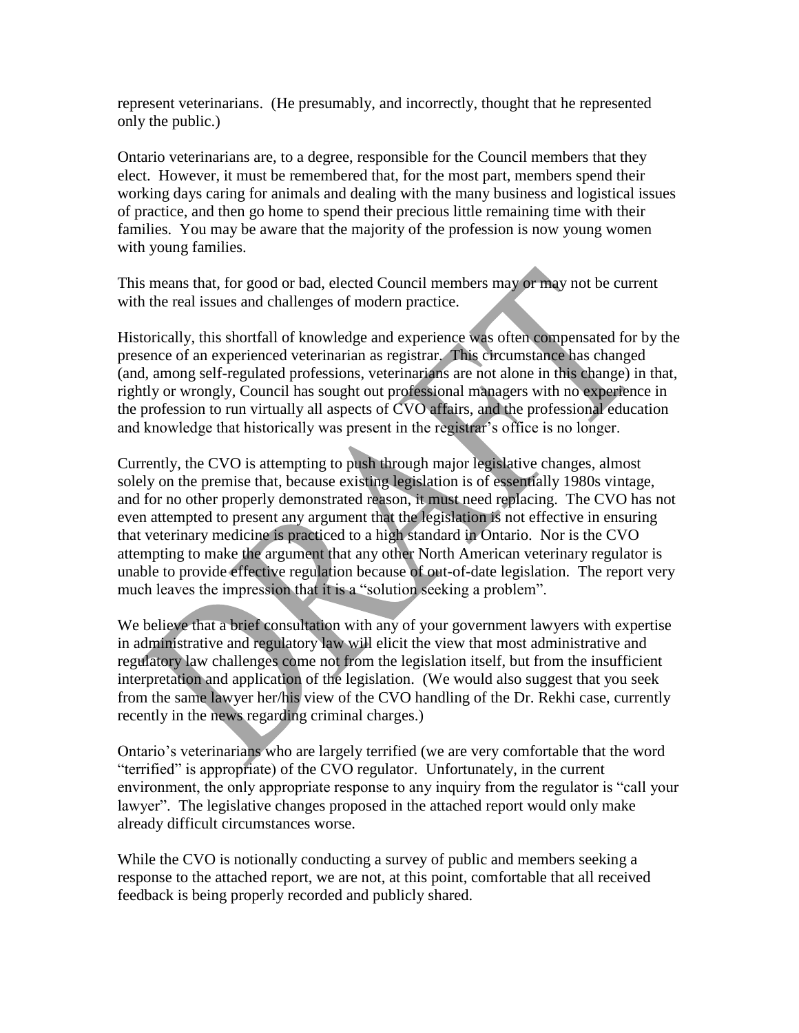represent veterinarians. (He presumably, and incorrectly, thought that he represented only the public.)

Ontario veterinarians are, to a degree, responsible for the Council members that they elect. However, it must be remembered that, for the most part, members spend their working days caring for animals and dealing with the many business and logistical issues of practice, and then go home to spend their precious little remaining time with their families. You may be aware that the majority of the profession is now young women with young families.

This means that, for good or bad, elected Council members may or may not be current with the real issues and challenges of modern practice.

Historically, this shortfall of knowledge and experience was often compensated for by the presence of an experienced veterinarian as registrar. This circumstance has changed (and, among self-regulated professions, veterinarians are not alone in this change) in that, rightly or wrongly, Council has sought out professional managers with no experience in the profession to run virtually all aspects of CVO affairs, and the professional education and knowledge that historically was present in the registrar's office is no longer.

Currently, the CVO is attempting to push through major legislative changes, almost solely on the premise that, because existing legislation is of essentially 1980s vintage, and for no other properly demonstrated reason, it must need replacing. The CVO has not even attempted to present any argument that the legislation is not effective in ensuring that veterinary medicine is practiced to a high standard in Ontario. Nor is the CVO attempting to make the argument that any other North American veterinary regulator is unable to provide effective regulation because of out-of-date legislation. The report very much leaves the impression that it is a "solution seeking a problem".

We believe that a brief consultation with any of your government lawyers with expertise in administrative and regulatory law will elicit the view that most administrative and regulatory law challenges come not from the legislation itself, but from the insufficient interpretation and application of the legislation. (We would also suggest that you seek from the same lawyer her/his view of the CVO handling of the Dr. Rekhi case, currently recently in the news regarding criminal charges.)

Ontario's veterinarians who are largely terrified (we are very comfortable that the word "terrified" is appropriate) of the CVO regulator. Unfortunately, in the current environment, the only appropriate response to any inquiry from the regulator is "call your lawyer". The legislative changes proposed in the attached report would only make already difficult circumstances worse.

While the CVO is notionally conducting a survey of public and members seeking a response to the attached report, we are not, at this point, comfortable that all received feedback is being properly recorded and publicly shared.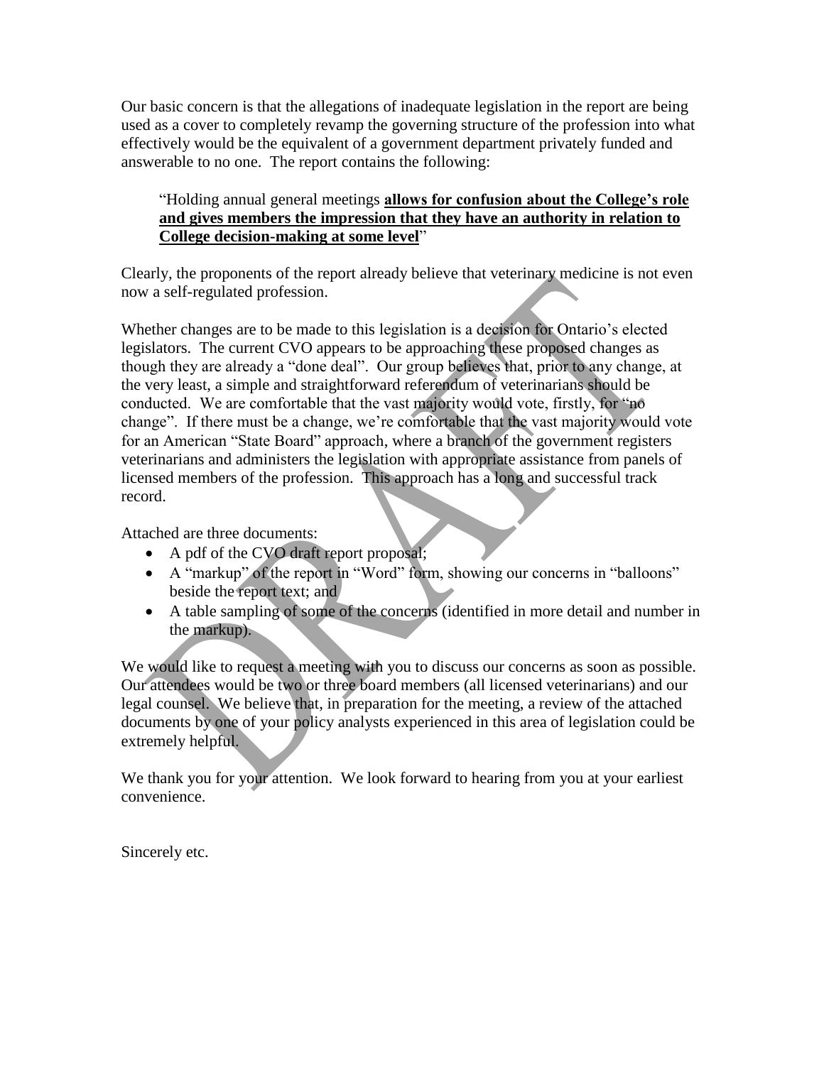Our basic concern is that the allegations of inadequate legislation in the report are being used as a cover to completely revamp the governing structure of the profession into what effectively would be the equivalent of a government department privately funded and answerable to no one. The report contains the following:

> "Holding annual general meetings **allows for confusion about the College's role and gives members the impression that they have an authority in relation to College decision-making at some level**"

Clearly, the proponents of the report already believe that veterinary medicine is not even now a self-regulated profession.

Whether changes are to be made to this legislation is a decision for Ontario's elected legislators. The current CVO appears to be approaching these proposed changes as though they are already a "done deal". Our group believes that, prior to any change, at the very least, a simple and straightforward referendum of veterinarians should be conducted. We are comfortable that the vast majority would vote, firstly, for "no change". If there must be a change, we're comfortable that the vast majority would vote for an American "State Board" approach, where a branch of the government registers veterinarians and administers the legislation with appropriate assistance from panels of licensed members of the profession. This approach has a long and successful track record.

Attached are three documents:

- A pdf of the CVO draft report proposal;
- A "markup" of the report in "Word" form, showing our concerns in "balloons" beside the report text; and
- A table sampling of some of the concerns (identified in more detail and number in the markup).

We would like to request a meeting with you to discuss our concerns as soon as possible. Our attendees would be two or three board members (all licensed veterinarians) and our legal counsel. We believe that, in preparation for the meeting, a review of the attached documents by one of your policy analysts experienced in this area of legislation could be extremely helpful.

We thank you for your attention. We look forward to hearing from you at your earliest convenience.

Sincerely etc.